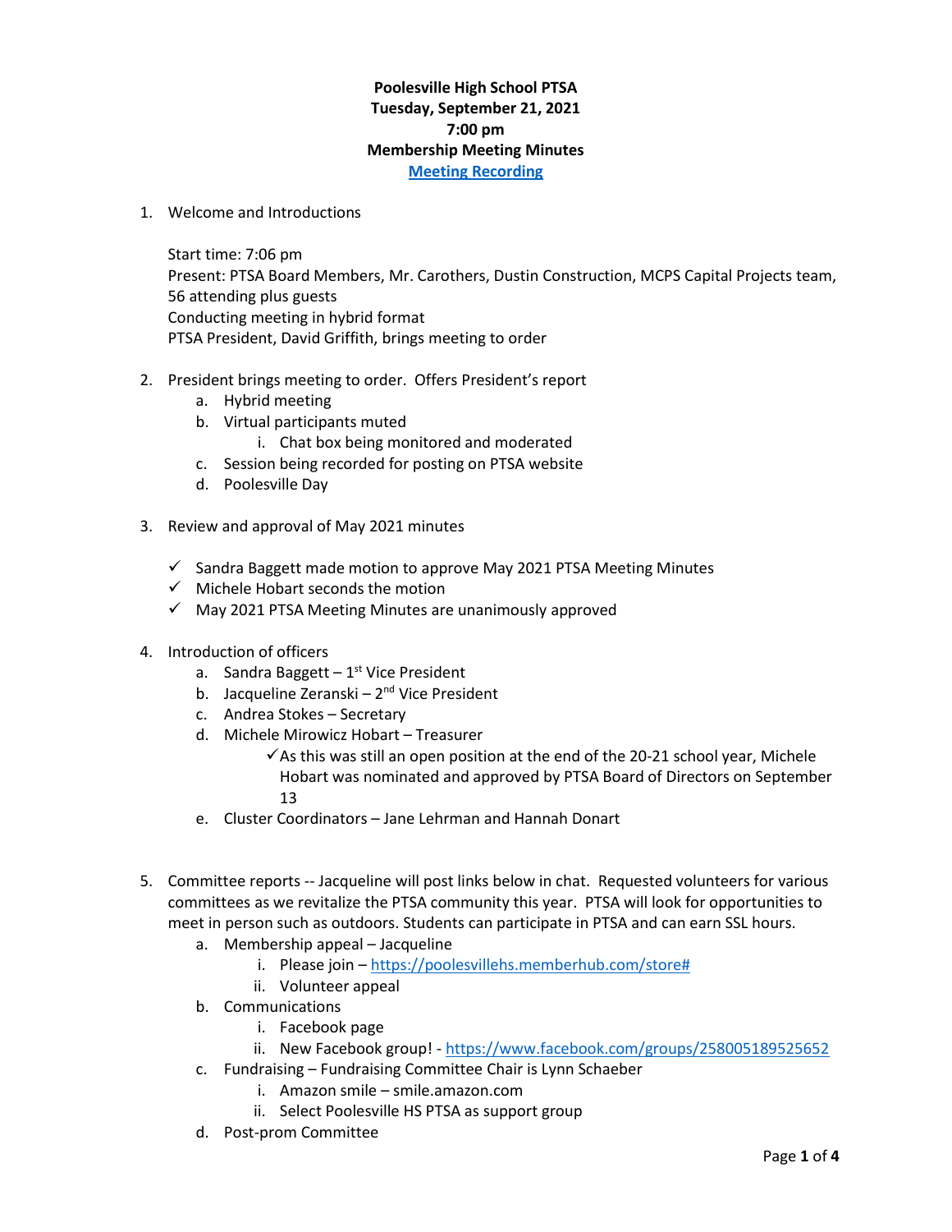**Poolesville High School PTSA**
**Tuesday, September 21, 2021**
**7:00 pm**
**Membership Meeting Minutes**
**[Meeting Recording]()**

1. Welcome and Introductions

   Start time: 7:06 pm
   Present: PTSA Board Members, Mr. Carothers, Dustin Construction, MCPS Capital Projects team, 56 attending plus guests
   Conducting meeting in hybrid format
   PTSA President, David Griffith, brings meeting to order

2. President brings meeting to order. Offers President's report
   a. Hybrid meeting
   b. Virtual participants muted
      i. Chat box being monitored and moderated
   c. Session being recorded for posting on PTSA website
   d. Poolesville Day

3. Review and approval of May 2021 minutes

   ✓ Sandra Baggett made motion to approve May 2021 PTSA Meeting Minutes
   ✓ Michele Hobart seconds the motion
   ✓ May 2021 PTSA Meeting Minutes are unanimously approved

4. Introduction of officers
   a. Sandra Baggett – 1st Vice President
   b. Jacqueline Zeranski – 2nd Vice President
   c. Andrea Stokes – Secretary
   d. Michele Mirowicz Hobart – Treasurer
      ✓ As this was still an open position at the end of the 20-21 school year, Michele Hobart was nominated and approved by PTSA Board of Directors on September 13
   e. Cluster Coordinators – Jane Lehrman and Hannah Donart

5. Committee reports -- Jacqueline will post links below in chat. Requested volunteers for various committees as we revitalize the PTSA community this year. PTSA will look for opportunities to meet in person such as outdoors. Students can participate in PTSA and can earn SSL hours.
   a. Membership appeal – Jacqueline
      i. Please join – https://poolesvillehs.memberhub.com/store#
      ii. Volunteer appeal
   b. Communications
      i. Facebook page
      ii. New Facebook group! - https://www.facebook.com/groups/258005189525652
   c. Fundraising – Fundraising Committee Chair is Lynn Schaeber
      i. Amazon smile – smile.amazon.com
      ii. Select Poolesville HS PTSA as support group
   d. Post-prom Committee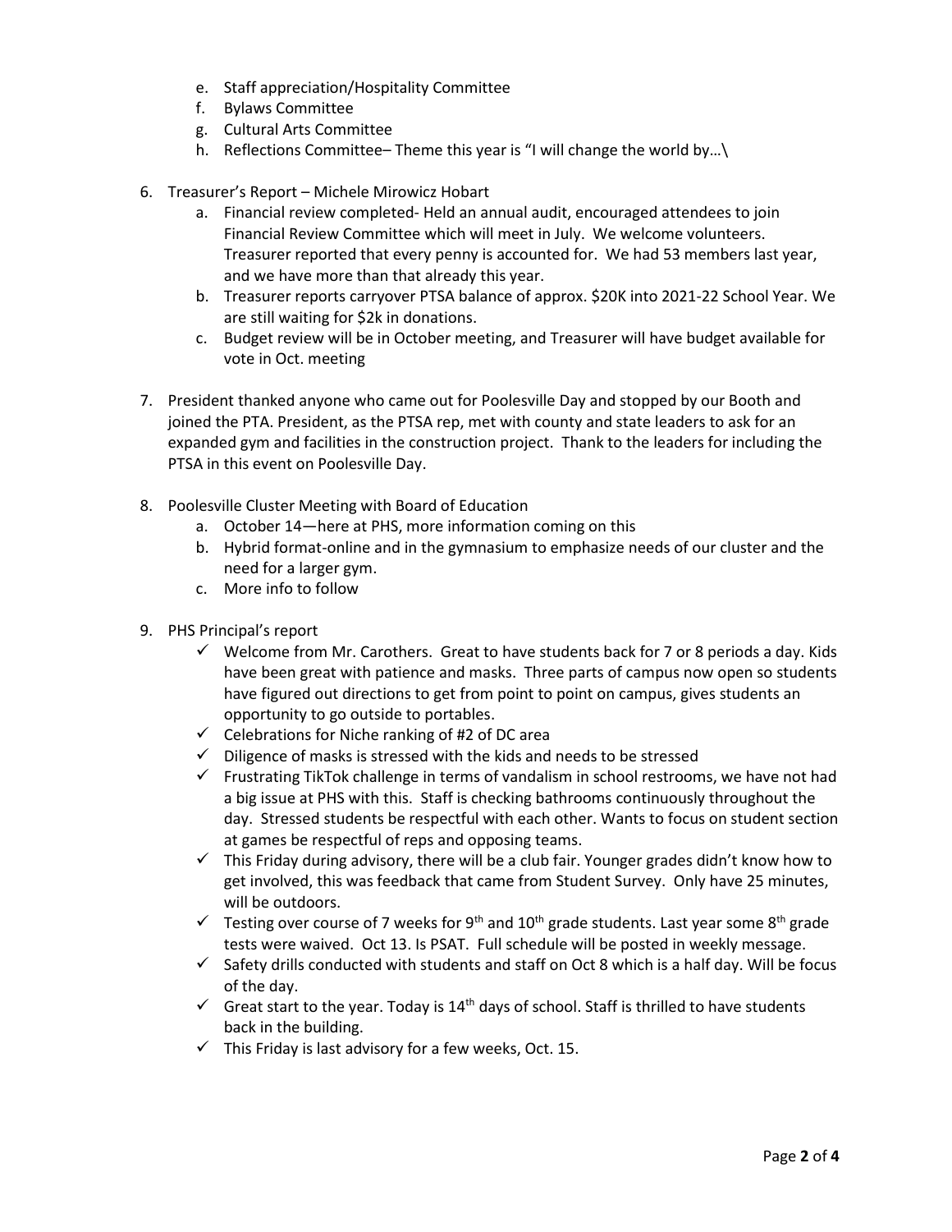e. Staff appreciation/Hospitality Committee
f. Bylaws Committee
g. Cultural Arts Committee
h. Reflections Committee– Theme this year is "I will change the world by…\

6. Treasurer's Report – Michele Mirowicz Hobart
   a. Financial review completed- Held an annual audit, encouraged attendees to join Financial Review Committee which will meet in July. We welcome volunteers. Treasurer reported that every penny is accounted for. We had 53 members last year, and we have more than that already this year.
   b. Treasurer reports carryover PTSA balance of approx. $20K into 2021-22 School Year. We are still waiting for $2k in donations.
   c. Budget review will be in October meeting, and Treasurer will have budget available for vote in Oct. meeting

7. President thanked anyone who came out for Poolesville Day and stopped by our Booth and joined the PTA. President, as the PTSA rep, met with county and state leaders to ask for an expanded gym and facilities in the construction project. Thank to the leaders for including the PTSA in this event on Poolesville Day.

8. Poolesville Cluster Meeting with Board of Education
   a. October 14—here at PHS, more information coming on this
   b. Hybrid format-online and in the gymnasium to emphasize needs of our cluster and the need for a larger gym.
   c. More info to follow

9. PHS Principal's report
   - ✓ Welcome from Mr. Carothers. Great to have students back for 7 or 8 periods a day. Kids have been great with patience and masks. Three parts of campus now open so students have figured out directions to get from point to point on campus, gives students an opportunity to go outside to portables.
   - ✓ Celebrations for Niche ranking of #2 of DC area
   - ✓ Diligence of masks is stressed with the kids and needs to be stressed
   - ✓ Frustrating TikTok challenge in terms of vandalism in school restrooms, we have not had a big issue at PHS with this. Staff is checking bathrooms continuously throughout the day. Stressed students be respectful with each other. Wants to focus on student section at games be respectful of reps and opposing teams.
   - ✓ This Friday during advisory, there will be a club fair. Younger grades didn't know how to get involved, this was feedback that came from Student Survey. Only have 25 minutes, will be outdoors.
   - ✓ Testing over course of 7 weeks for 9th and 10th grade students. Last year some 8th grade tests were waived. Oct 13. Is PSAT. Full schedule will be posted in weekly message.
   - ✓ Safety drills conducted with students and staff on Oct 8 which is a half day. Will be focus of the day.
   - ✓ Great start to the year. Today is 14th days of school. Staff is thrilled to have students back in the building.
   - ✓ This Friday is last advisory for a few weeks, Oct. 15.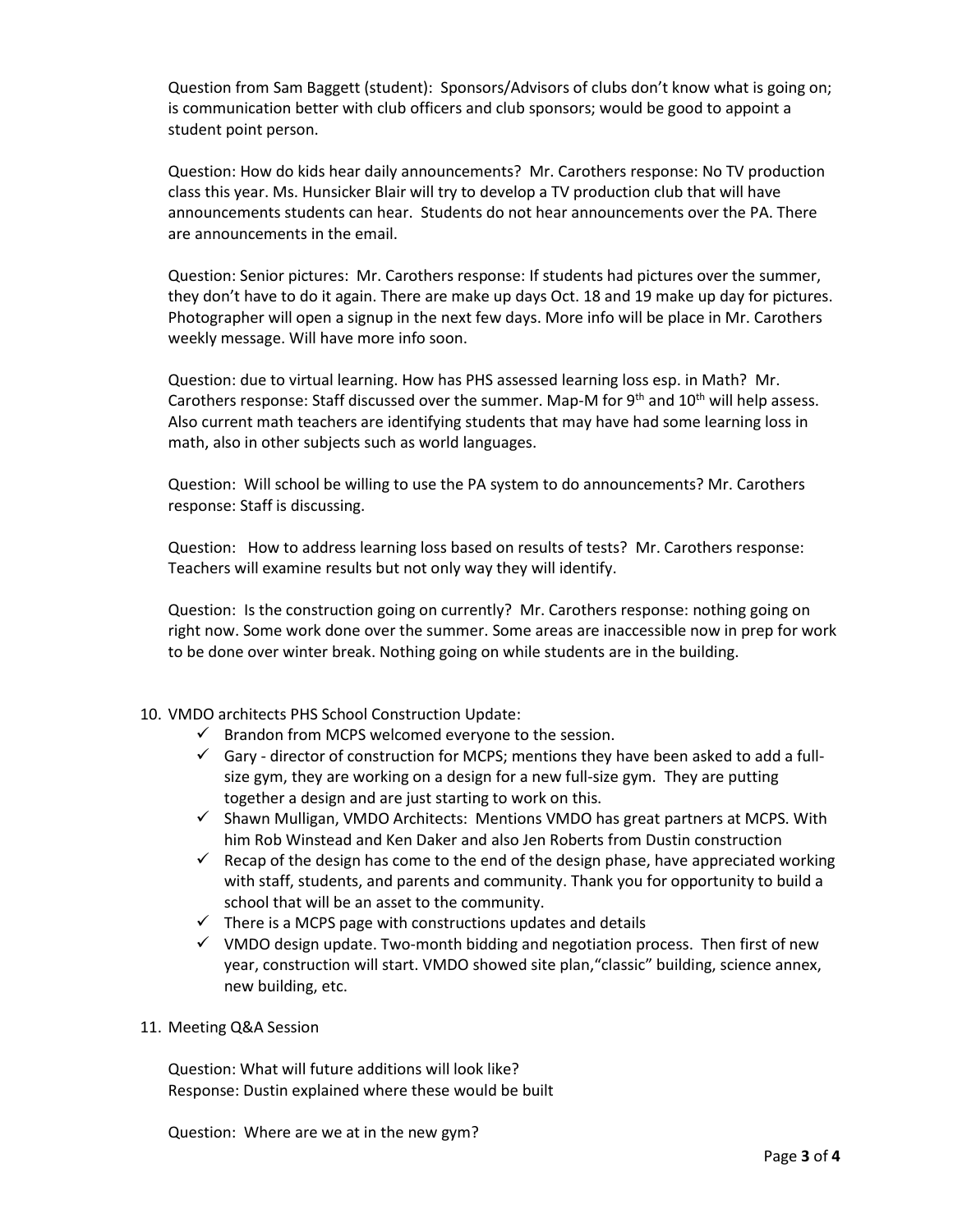Question from Sam Baggett (student): Sponsors/Advisors of clubs don't know what is going on; is communication better with club officers and club sponsors; would be good to appoint a student point person.

Question: How do kids hear daily announcements? Mr. Carothers response: No TV production class this year. Ms. Hunsicker Blair will try to develop a TV production club that will have announcements students can hear. Students do not hear announcements over the PA. There are announcements in the email.

Question: Senior pictures: Mr. Carothers response: If students had pictures over the summer, they don't have to do it again. There are make up days Oct. 18 and 19 make up day for pictures. Photographer will open a signup in the next few days. More info will be place in Mr. Carothers weekly message. Will have more info soon.

Question: due to virtual learning. How has PHS assessed learning loss esp. in Math? Mr. Carothers response: Staff discussed over the summer. Map-M for 9th and 10th will help assess. Also current math teachers are identifying students that may have had some learning loss in math, also in other subjects such as world languages.

Question: Will school be willing to use the PA system to do announcements? Mr. Carothers response: Staff is discussing.

Question: How to address learning loss based on results of tests? Mr. Carothers response: Teachers will examine results but not only way they will identify.

Question: Is the construction going on currently? Mr. Carothers response: nothing going on right now. Some work done over the summer. Some areas are inaccessible now in prep for work to be done over winter break. Nothing going on while students are in the building.

10. VMDO architects PHS School Construction Update:
    - ✓ Brandon from MCPS welcomed everyone to the session.
    - ✓ Gary - director of construction for MCPS; mentions they have been asked to add a full-size gym, they are working on a design for a new full-size gym. They are putting together a design and are just starting to work on this.
    - ✓ Shawn Mulligan, VMDO Architects: Mentions VMDO has great partners at MCPS. With him Rob Winstead and Ken Daker and also Jen Roberts from Dustin construction
    - ✓ Recap of the design has come to the end of the design phase, have appreciated working with staff, students, and parents and community. Thank you for opportunity to build a school that will be an asset to the community.
    - ✓ There is a MCPS page with constructions updates and details
    - ✓ VMDO design update. Two-month bidding and negotiation process. Then first of new year, construction will start. VMDO showed site plan,"classic" building, science annex, new building, etc.

11. Meeting Q&A Session

    Question: What will future additions will look like?
    Response: Dustin explained where these would be built

    Question: Where are we at in the new gym?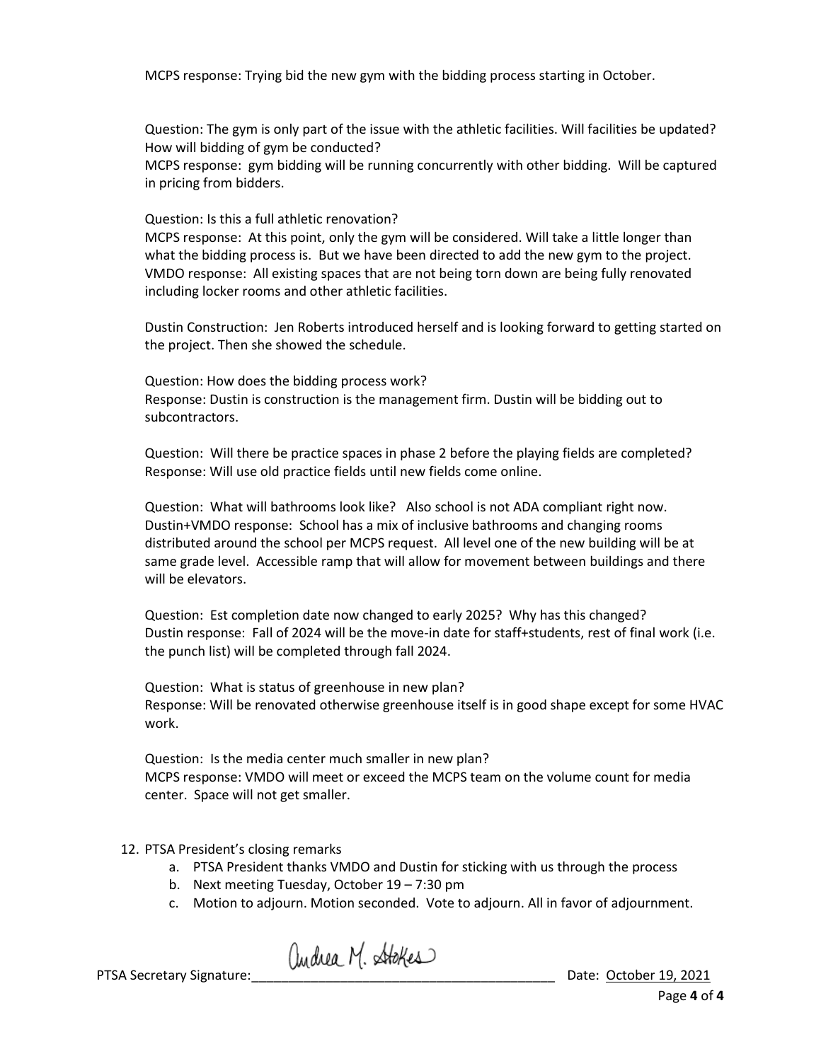MCPS response: Trying bid the new gym with the bidding process starting in October.

Question: The gym is only part of the issue with the athletic facilities. Will facilities be updated? How will bidding of gym be conducted?
MCPS response: gym bidding will be running concurrently with other bidding. Will be captured in pricing from bidders.

Question: Is this a full athletic renovation?
MCPS response: At this point, only the gym will be considered. Will take a little longer than what the bidding process is. But we have been directed to add the new gym to the project.
VMDO response: All existing spaces that are not being torn down are being fully renovated including locker rooms and other athletic facilities.

Dustin Construction: Jen Roberts introduced herself and is looking forward to getting started on the project. Then she showed the schedule.

Question: How does the bidding process work?
Response: Dustin is construction is the management firm. Dustin will be bidding out to subcontractors.

Question: Will there be practice spaces in phase 2 before the playing fields are completed?
Response: Will use old practice fields until new fields come online.

Question: What will bathrooms look like? Also school is not ADA compliant right now.
Dustin+VMDO response: School has a mix of inclusive bathrooms and changing rooms distributed around the school per MCPS request. All level one of the new building will be at same grade level. Accessible ramp that will allow for movement between buildings and there will be elevators.

Question: Est completion date now changed to early 2025? Why has this changed?
Dustin response: Fall of 2024 will be the move-in date for staff+students, rest of final work (i.e. the punch list) will be completed through fall 2024.

Question: What is status of greenhouse in new plan?
Response: Will be renovated otherwise greenhouse itself is in good shape except for some HVAC work.

Question: Is the media center much smaller in new plan?
MCPS response: VMDO will meet or exceed the MCPS team on the volume count for media center. Space will not get smaller.

12. PTSA President's closing remarks
    a. PTSA President thanks VMDO and Dustin for sticking with us through the process
    b. Next meeting Tuesday, October 19 – 7:30 pm
    c. Motion to adjourn. Motion seconded. Vote to adjourn. All in favor of adjournment.

PTSA Secretary Signature: Andrea M. Stokes Date: October 19, 2021